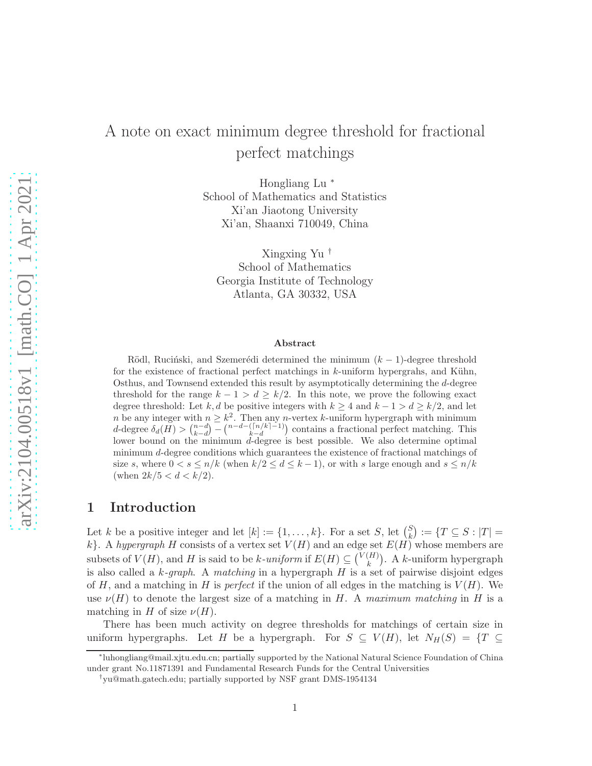# A note on exact minimum degree threshold for fractional perfect matchings

Hongliang Lu [*]
School of Mathematics and Statistics
Xi'an Jiaotong University
Xi'an, Shaanxi 710049, China

Xingxing Yu [†]
School of Mathematics
Georgia Institute of Technology
Atlanta, GA 30332, USA

### Abstract

Rödl, Ruciński, and Szemerédi determined the minimum $(k-1)$-degree threshold for the existence of fractional perfect matchings in $k$-uniform hypergrahs, and Kühn, Osthus, and Townsend extended this result by asymptotically determining the $d$-degree threshold for the range $k-1 > d \geq k/2$. In this note, we prove the following exact degree threshold: Let $k, d$ be positive integers with $k \geq 4$ and $k-1 > d \geq k/2$, and let $n$ be any integer with $n \geq k^2$. Then any $n$-vertex $k$-uniform hypergraph with minimum $d$-degree $\delta_d(H) > \binom{n-d}{k-d} - \binom{n-d-(\lceil n/k \rceil - 1)}{k-d}$ contains a fractional perfect matching. This lower bound on the minimum $d$-degree is best possible. We also determine optimal minimum $d$-degree conditions which guarantees the existence of fractional matchings of size $s$, where $0 < s \leq n/k$ (when $k/2 \leq d \leq k-1$), or with $s$ large enough and $s \leq n/k$ (when $2k/5 < d < k/2$).

## 1 Introduction

Let $k$ be a positive integer and let $[k] := \{1, \ldots, k\}$. For a set $S$, let $\binom{S}{k} := \{T \subseteq S : |T| = k\}$. A *hypergraph* $H$ consists of a vertex set $V(H)$ and an edge set $E(H)$ whose members are subsets of $V(H)$, and $H$ is said to be *$k$-uniform* if $E(H) \subseteq \binom{V(H)}{k}$. A $k$-uniform hypergraph is also called a *$k$-graph*. A *matching* in a hypergraph $H$ is a set of pairwise disjoint edges of $H$, and a matching in $H$ is *perfect* if the union of all edges in the matching is $V(H)$. We use $\nu(H)$ to denote the largest size of a matching in $H$. A *maximum matching* in $H$ is a matching in $H$ of size $\nu(H)$.

There has been much activity on degree thresholds for matchings of certain size in uniform hypergraphs. Let $H$ be a hypergraph. For $S \subseteq V(H)$, let $N_H(S) = \{T \subseteq$

---

[*] luhongliang@mail.xjtu.edu.cn; partially supported by the National Natural Science Foundation of China under grant No.11871391 and Fundamental Research Funds for the Central Universities

[†] yu@math.gatech.edu; partially supported by NSF grant DMS-1954134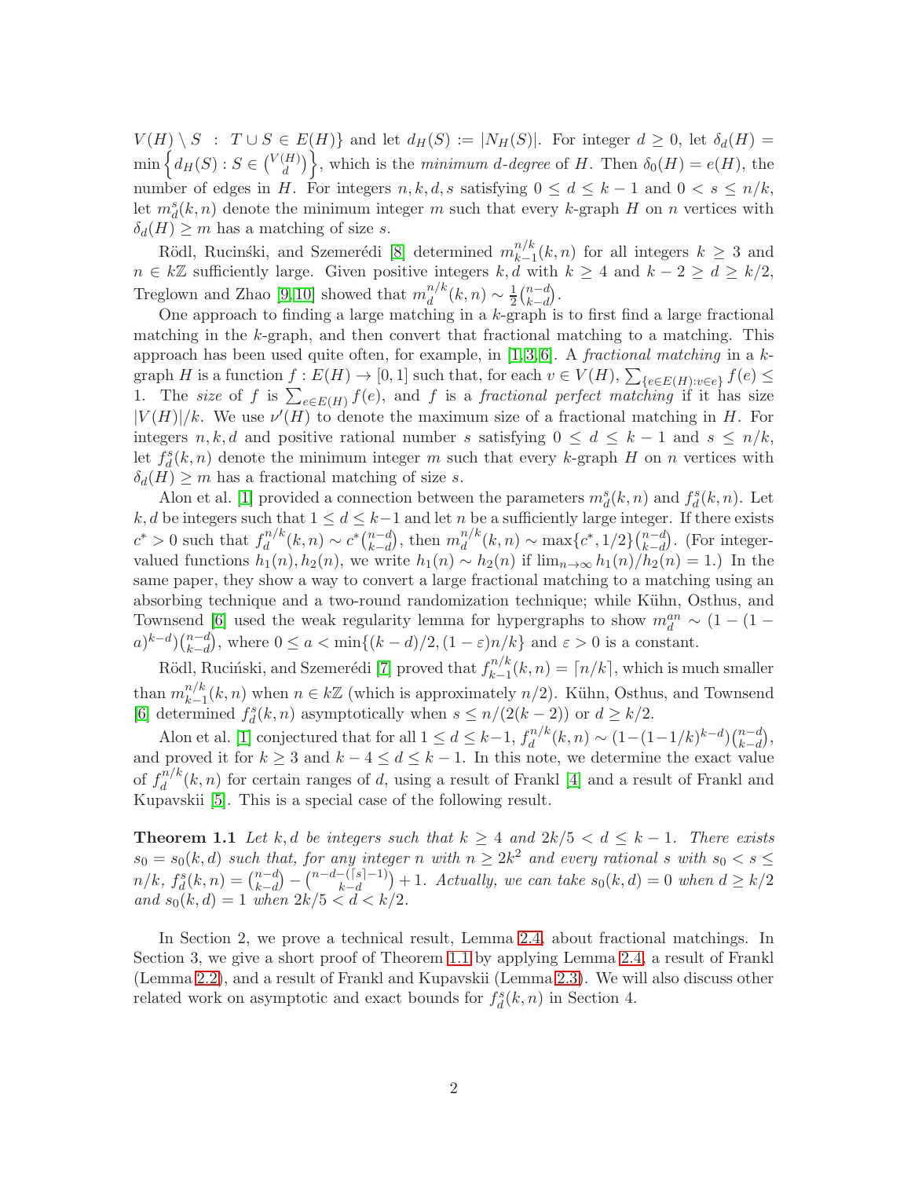$V(H) \setminus S \;:\; T \cup S \in E(H)\}$ and let $d_H(S) := |N_H(S)|$. For integer $d \geq 0$, let $\delta_d(H) = \min\left\{d_H(S) : S \in \binom{V(H)}{d}\right\}$, which is the *minimum d-degree* of $H$. Then $\delta_0(H) = e(H)$, the number of edges in $H$. For integers $n, k, d, s$ satisfying $0 \leq d \leq k-1$ and $0 < s \leq n/k$, let $m_d^s(k,n)$ denote the minimum integer $m$ such that every $k$-graph $H$ on $n$ vertices with $\delta_d(H) \geq m$ has a matching of size $s$.

Rödl, Ruciński, and Szemerédi [8] determined $m_{k-1}^{n/k}(k,n)$ for all integers $k \geq 3$ and $n \in k\mathbb{Z}$ sufficiently large. Given positive integers $k, d$ with $k \geq 4$ and $k-2 \geq d \geq k/2$, Treglown and Zhao [9,10] showed that $m_d^{n/k}(k,n) \sim \frac{1}{2}\binom{n-d}{k-d}$.

One approach to finding a large matching in a $k$-graph is to first find a large fractional matching in the $k$-graph, and then convert that fractional matching to a matching. This approach has been used quite often, for example, in [1,3,6]. A *fractional matching* in a $k$-graph $H$ is a function $f : E(H) \to [0,1]$ such that, for each $v \in V(H)$, $\sum_{\{e \in E(H): v \in e\}} f(e) \leq 1$. The *size* of $f$ is $\sum_{e \in E(H)} f(e)$, and $f$ is a *fractional perfect matching* if it has size $|V(H)|/k$. We use $\nu'(H)$ to denote the maximum size of a fractional matching in $H$. For integers $n, k, d$ and positive rational number $s$ satisfying $0 \leq d \leq k-1$ and $s \leq n/k$, let $f_d^s(k,n)$ denote the minimum integer $m$ such that every $k$-graph $H$ on $n$ vertices with $\delta_d(H) \geq m$ has a fractional matching of size $s$.

Alon et al. [1] provided a connection between the parameters $m_d^s(k,n)$ and $f_d^s(k,n)$. Let $k, d$ be integers such that $1 \leq d \leq k-1$ and let $n$ be a sufficiently large integer. If there exists $c^* > 0$ such that $f_d^{n/k}(k,n) \sim c^*\binom{n-d}{k-d}$, then $m_d^{n/k}(k,n) \sim \max\{c^*, 1/2\}\binom{n-d}{k-d}$. (For integer-valued functions $h_1(n), h_2(n)$, we write $h_1(n) \sim h_2(n)$ if $\lim_{n\to\infty} h_1(n)/h_2(n) = 1$.) In the same paper, they show a way to convert a large fractional matching to a matching using an absorbing technique and a two-round randomization technique; while Kühn, Osthus, and Townsend [6] used the weak regularity lemma for hypergraphs to show $m_d^{an} \sim (1-(1-a)^{k-d})\binom{n-d}{k-d}$, where $0 \leq a < \min\{(k-d)/2, (1-\varepsilon)n/k\}$ and $\varepsilon > 0$ is a constant.

Rödl, Ruciński, and Szemerédi [7] proved that $f_{k-1}^{n/k}(k,n) = \lceil n/k \rceil$, which is much smaller than $m_{k-1}^{n/k}(k,n)$ when $n \in k\mathbb{Z}$ (which is approximately $n/2$). Kühn, Osthus, and Townsend [6] determined $f_d^s(k,n)$ asymptotically when $s \leq n/(2(k-2))$ or $d \geq k/2$.

Alon et al. [1] conjectured that for all $1 \leq d \leq k-1$, $f_d^{n/k}(k,n) \sim (1-(1-1/k)^{k-d})\binom{n-d}{k-d}$, and proved it for $k \geq 3$ and $k-4 \leq d \leq k-1$. In this note, we determine the exact value of $f_d^{n/k}(k,n)$ for certain ranges of $d$, using a result of Frankl [4] and a result of Frankl and Kupavskii [5]. This is a special case of the following result.

**Theorem 1.1** *Let $k, d$ be integers such that $k \geq 4$ and $2k/5 < d \leq k-1$. There exists $s_0 = s_0(k,d)$ such that, for any integer $n$ with $n \geq 2k^2$ and every rational $s$ with $s_0 < s \leq n/k$, $f_d^s(k,n) = \binom{n-d}{k-d} - \binom{n-d-(\lceil s \rceil - 1)}{k-d} + 1$. Actually, we can take $s_0(k,d) = 0$ when $d \geq k/2$ and $s_0(k,d) = 1$ when $2k/5 < d < k/2$.*

In Section 2, we prove a technical result, Lemma 2.4, about fractional matchings. In Section 3, we give a short proof of Theorem 1.1 by applying Lemma 2.4, a result of Frankl (Lemma 2.2), and a result of Frankl and Kupavskii (Lemma 2.3). We will also discuss other related work on asymptotic and exact bounds for $f_d^s(k,n)$ in Section 4.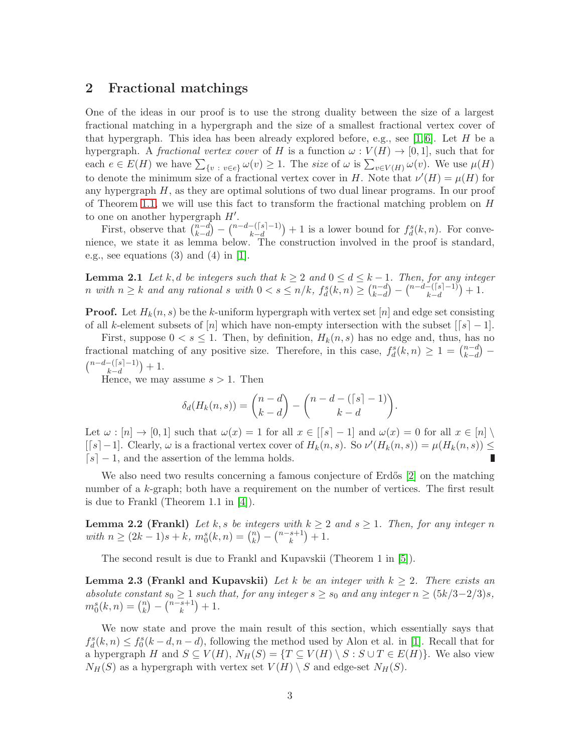## 2 Fractional matchings

One of the ideas in our proof is to use the strong duality between the size of a largest fractional matching in a hypergraph and the size of a smallest fractional vertex cover of that hypergraph. This idea has been already explored before, e.g., see [1, 6]. Let $H$ be a hypergraph. A *fractional vertex cover* of $H$ is a function $\omega : V(H) \to [0, 1]$, such that for each $e \in E(H)$ we have $\sum_{\{v\,:\,v \in e\}} \omega(v) \geq 1$. The *size* of $\omega$ is $\sum_{v \in V(H)} \omega(v)$. We use $\mu(H)$ to denote the minimum size of a fractional vertex cover in $H$. Note that $\nu'(H) = \mu(H)$ for any hypergraph $H$, as they are optimal solutions of two dual linear programs. In our proof of Theorem 1.1, we will use this fact to transform the fractional matching problem on $H$ to one on another hypergraph $H'$.

First, observe that $\binom{n-d}{k-d} - \binom{n-d-(\lceil s \rceil - 1)}{k-d} + 1$ is a lower bound for $f_d^s(k, n)$. For convenience, we state it as lemma below. The construction involved in the proof is standard, e.g., see equations (3) and (4) in [1].

**Lemma 2.1** *Let $k, d$ be integers such that $k \geq 2$ and $0 \leq d \leq k - 1$. Then, for any integer $n$ with $n \geq k$ and any rational $s$ with $0 < s \leq n/k$, $f_d^s(k, n) \geq \binom{n-d}{k-d} - \binom{n-d-(\lceil s \rceil - 1)}{k-d} + 1$.*

**Proof.** Let $H_k(n, s)$ be the $k$-uniform hypergraph with vertex set $[n]$ and edge set consisting of all $k$-element subsets of $[n]$ which have non-empty intersection with the subset $[\lceil s \rceil - 1]$.

First, suppose $0 < s \leq 1$. Then, by definition, $H_k(n, s)$ has no edge and, thus, has no fractional matching of any positive size. Therefore, in this case, $f_d^s(k, n) \geq 1 = \binom{n-d}{k-d} - \binom{n-d-(\lceil s \rceil - 1)}{k-d} + 1$.

Hence, we may assume $s > 1$. Then

$$\delta_d(H_k(n, s)) = \binom{n-d}{k-d} - \binom{n-d-(\lceil s \rceil - 1)}{k-d}.$$

Let $\omega : [n] \to [0, 1]$ such that $\omega(x) = 1$ for all $x \in [\lceil s \rceil - 1]$ and $\omega(x) = 0$ for all $x \in [n] \setminus [\lceil s \rceil - 1]$. Clearly, $\omega$ is a fractional vertex cover of $H_k(n, s)$. So $\nu'(H_k(n, s)) = \mu(H_k(n, s)) \leq \lceil s \rceil - 1$, and the assertion of the lemma holds. ∎

We also need two results concerning a famous conjecture of Erdős [2] on the matching number of a $k$-graph; both have a requirement on the number of vertices. The first result is due to Frankl (Theorem 1.1 in [4]).

**Lemma 2.2 (Frankl)** *Let $k, s$ be integers with $k \geq 2$ and $s \geq 1$. Then, for any integer $n$ with $n \geq (2k - 1)s + k$, $m_0^s(k, n) = \binom{n}{k} - \binom{n-s+1}{k} + 1$.*

The second result is due to Frankl and Kupavskii (Theorem 1 in [5]).

**Lemma 2.3 (Frankl and Kupavskii)** *Let $k$ be an integer with $k \geq 2$. There exists an absolute constant $s_0 \geq 1$ such that, for any integer $s \geq s_0$ and any integer $n \geq (5k/3 - 2/3)s$, $m_0^s(k, n) = \binom{n}{k} - \binom{n-s+1}{k} + 1$.*

We now state and prove the main result of this section, which essentially says that $f_d^s(k, n) \leq f_0^s(k - d, n - d)$, following the method used by Alon et al. in [1]. Recall that for a hypergraph $H$ and $S \subseteq V(H)$, $N_H(S) = \{T \subseteq V(H) \setminus S : S \cup T \in E(H)\}$. We also view $N_H(S)$ as a hypergraph with vertex set $V(H) \setminus S$ and edge-set $N_H(S)$.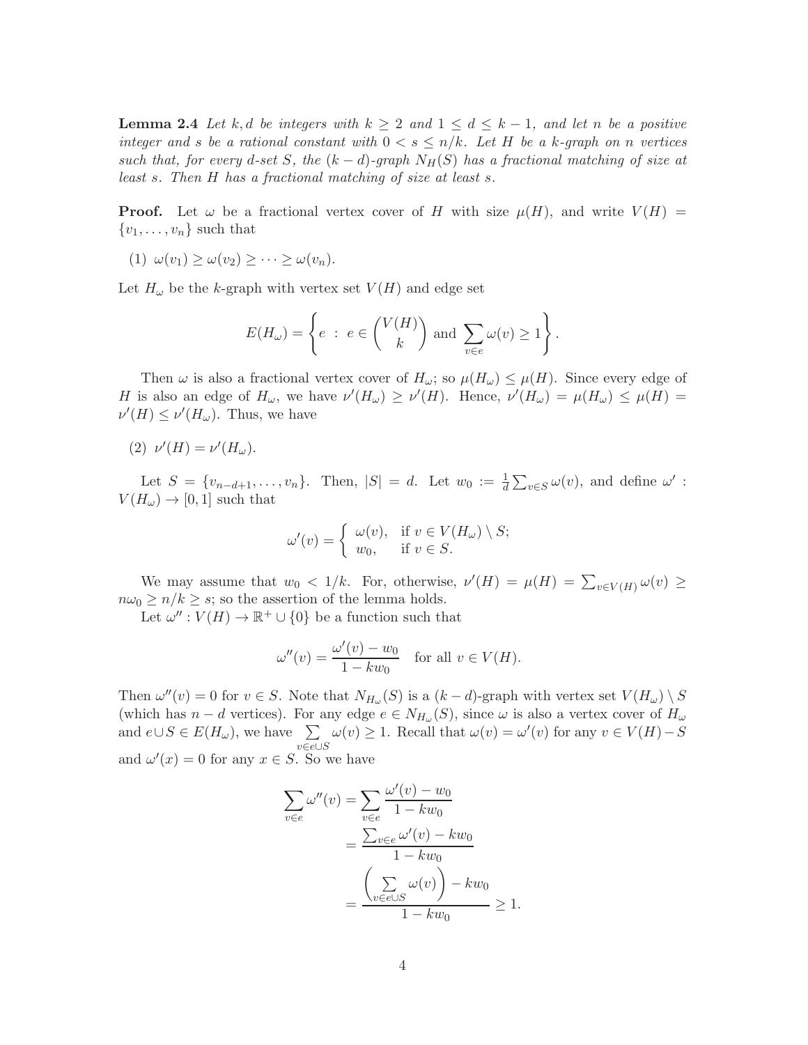**Lemma 2.4** *Let $k, d$ be integers with $k \geq 2$ and $1 \leq d \leq k-1$, and let $n$ be a positive integer and $s$ be a rational constant with $0 < s \leq n/k$. Let $H$ be a $k$-graph on $n$ vertices such that, for every $d$-set $S$, the $(k-d)$-graph $N_H(S)$ has a fractional matching of size at least $s$. Then $H$ has a fractional matching of size at least $s$.*

**Proof.** Let $\omega$ be a fractional vertex cover of $H$ with size $\mu(H)$, and write $V(H) = \{v_1, \ldots, v_n\}$ such that

(1) $\omega(v_1) \geq \omega(v_2) \geq \cdots \geq \omega(v_n)$.

Let $H_\omega$ be the $k$-graph with vertex set $V(H)$ and edge set

$$E(H_\omega) = \left\{ e \ : \ e \in \binom{V(H)}{k} \text{ and } \sum_{v \in e} \omega(v) \geq 1 \right\}.$$

Then $\omega$ is also a fractional vertex cover of $H_\omega$; so $\mu(H_\omega) \leq \mu(H)$. Since every edge of $H$ is also an edge of $H_\omega$, we have $\nu'(H_\omega) \geq \nu'(H)$. Hence, $\nu'(H_\omega) = \mu(H_\omega) \leq \mu(H) = \nu'(H) \leq \nu'(H_\omega)$. Thus, we have

(2) $\nu'(H) = \nu'(H_\omega)$.

Let $S = \{v_{n-d+1}, \ldots, v_n\}$. Then, $|S| = d$. Let $w_0 := \frac{1}{d} \sum_{v \in S} \omega(v)$, and define $\omega' : V(H_\omega) \to [0, 1]$ such that

$$\omega'(v) = \begin{cases} \omega(v), & \text{if } v \in V(H_\omega) \setminus S; \\ w_0, & \text{if } v \in S. \end{cases}$$

We may assume that $w_0 < 1/k$. For, otherwise, $\nu'(H) = \mu(H) = \sum_{v \in V(H)} \omega(v) \geq n w_0 \geq n/k \geq s$; so the assertion of the lemma holds.

Let $\omega'' : V(H) \to \mathbb{R}^+ \cup \{0\}$ be a function such that

$$\omega''(v) = \frac{\omega'(v) - w_0}{1 - k w_0} \quad \text{for all } v \in V(H).$$

Then $\omega''(v) = 0$ for $v \in S$. Note that $N_{H_\omega}(S)$ is a $(k-d)$-graph with vertex set $V(H_\omega) \setminus S$ (which has $n - d$ vertices). For any edge $e \in N_{H_\omega}(S)$, since $\omega$ is also a vertex cover of $H_\omega$ and $e \cup S \in E(H_\omega)$, we have $\sum\limits_{v \in e \cup S} \omega(v) \geq 1$. Recall that $\omega(v) = \omega'(v)$ for any $v \in V(H) - S$ and $\omega'(x) = 0$ for any $x \in S$. So we have

$$\begin{aligned}
\sum_{v \in e} \omega''(v) &= \sum_{v \in e} \frac{\omega'(v) - w_0}{1 - k w_0} \\
&= \frac{\sum_{v \in e} \omega'(v) - k w_0}{1 - k w_0} \\
&= \frac{\left( \sum\limits_{v \in e \cup S} \omega(v) \right) - k w_0}{1 - k w_0} \geq 1.
\end{aligned}$$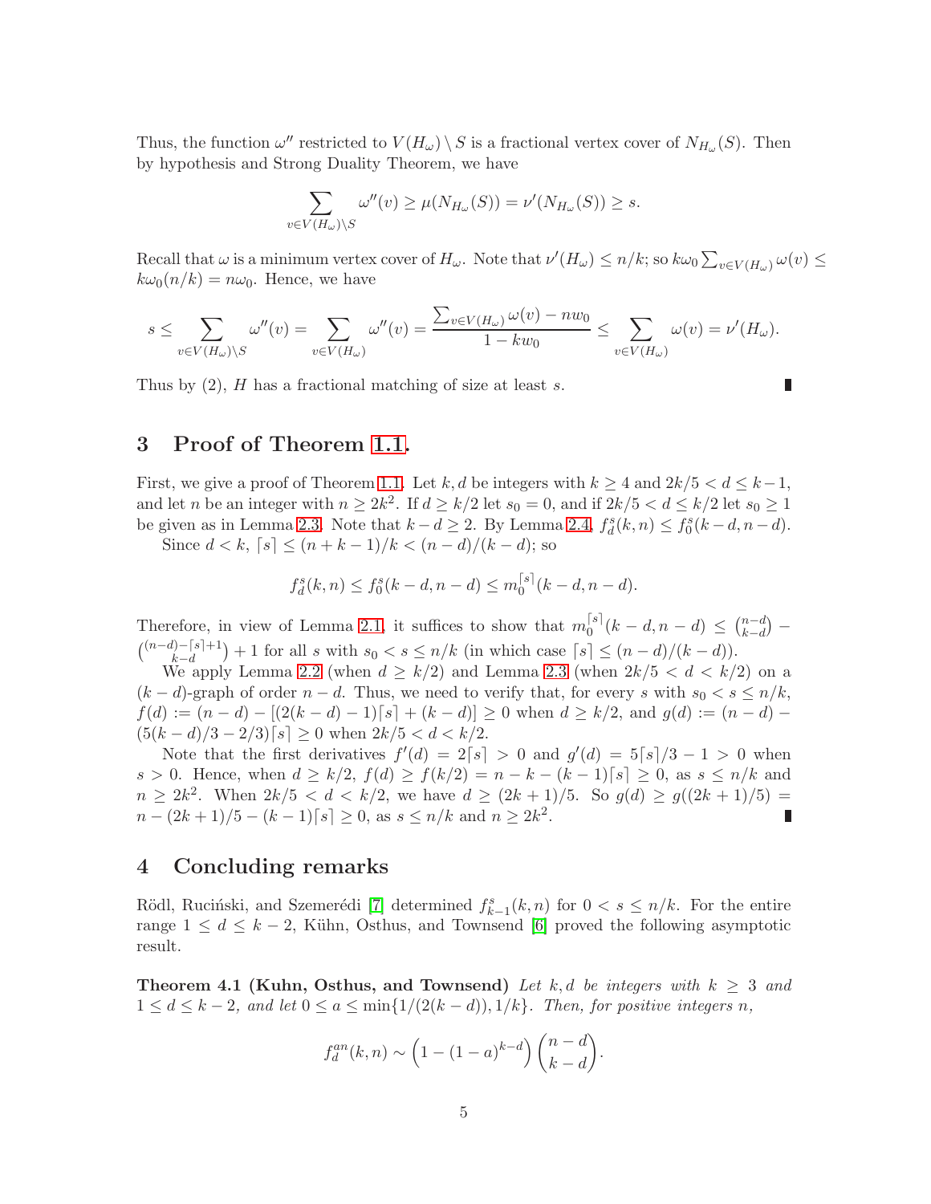Thus, the function $\omega''$ restricted to $V(H_\omega) \setminus S$ is a fractional vertex cover of $N_{H_\omega}(S)$. Then by hypothesis and Strong Duality Theorem, we have

$$\sum_{v \in V(H_\omega) \setminus S} \omega''(v) \geq \mu(N_{H_\omega}(S)) = \nu'(N_{H_\omega}(S)) \geq s.$$

Recall that $\omega$ is a minimum vertex cover of $H_\omega$. Note that $\nu'(H_\omega) \leq n/k$; so $k\omega_0 \sum_{v \in V(H_\omega)} \omega(v) \leq k\omega_0(n/k) = n\omega_0$. Hence, we have

$$s \leq \sum_{v \in V(H_\omega) \setminus S} \omega''(v) = \sum_{v \in V(H_\omega)} \omega''(v) = \frac{\sum_{v \in V(H_\omega)} \omega(v) - nw_0}{1 - kw_0} \leq \sum_{v \in V(H_\omega)} \omega(v) = \nu'(H_\omega).$$

Thus by (2), $H$ has a fractional matching of size at least $s$. ∎

## 3 Proof of Theorem 1.1.

First, we give a proof of Theorem 1.1. Let $k, d$ be integers with $k \geq 4$ and $2k/5 < d \leq k-1$, and let $n$ be an integer with $n \geq 2k^2$. If $d \geq k/2$ let $s_0 = 0$, and if $2k/5 < d \leq k/2$ let $s_0 \geq 1$ be given as in Lemma 2.3. Note that $k - d \geq 2$. By Lemma 2.4, $f_d^s(k, n) \leq f_0^s(k-d, n-d)$.

Since $d < k$, $\lceil s \rceil \leq (n + k - 1)/k < (n-d)/(k-d)$; so

$$f_d^s(k, n) \leq f_0^s(k-d, n-d) \leq m_0^{\lceil s \rceil}(k-d, n-d).$$

Therefore, in view of Lemma 2.1, it suffices to show that $m_0^{\lceil s \rceil}(k-d, n-d) \leq \binom{n-d}{k-d} - \binom{(n-d)-\lceil s \rceil+1}{k-d} + 1$ for all $s$ with $s_0 < s \leq n/k$ (in which case $\lceil s \rceil \leq (n-d)/(k-d)$).

We apply Lemma 2.2 (when $d \geq k/2$) and Lemma 2.3 (when $2k/5 < d < k/2$) on a $(k-d)$-graph of order $n-d$. Thus, we need to verify that, for every $s$ with $s_0 < s \leq n/k$, $f(d) := (n-d) - [(2(k-d)-1)\lceil s \rceil + (k-d)] \geq 0$ when $d \geq k/2$, and $g(d) := (n-d) - (5(k-d)/3 - 2/3)\lceil s \rceil \geq 0$ when $2k/5 < d < k/2$.

Note that the first derivatives $f'(d) = 2\lceil s \rceil > 0$ and $g'(d) = 5\lceil s \rceil/3 - 1 > 0$ when $s > 0$. Hence, when $d \geq k/2$, $f(d) \geq f(k/2) = n - k - (k-1)\lceil s \rceil \geq 0$, as $s \leq n/k$ and $n \geq 2k^2$. When $2k/5 < d < k/2$, we have $d \geq (2k+1)/5$. So $g(d) \geq g((2k+1)/5) = n - (2k+1)/5 - (k-1)\lceil s \rceil \geq 0$, as $s \leq n/k$ and $n \geq 2k^2$. ∎

## 4 Concluding remarks

Rödl, Ruciński, and Szemerédi [7] determined $f_{k-1}^s(k, n)$ for $0 < s \leq n/k$. For the entire range $1 \leq d \leq k-2$, Kühn, Osthus, and Townsend [6] proved the following asymptotic result.

**Theorem 4.1 (Kuhn, Osthus, and Townsend)** *Let $k, d$ be integers with $k \geq 3$ and $1 \leq d \leq k-2$, and let $0 \leq a \leq \min\{1/(2(k-d)), 1/k\}$. Then, for positive integers $n$,*

$$f_d^{an}(k, n) \sim \left(1 - (1-a)^{k-d}\right)\binom{n-d}{k-d}.$$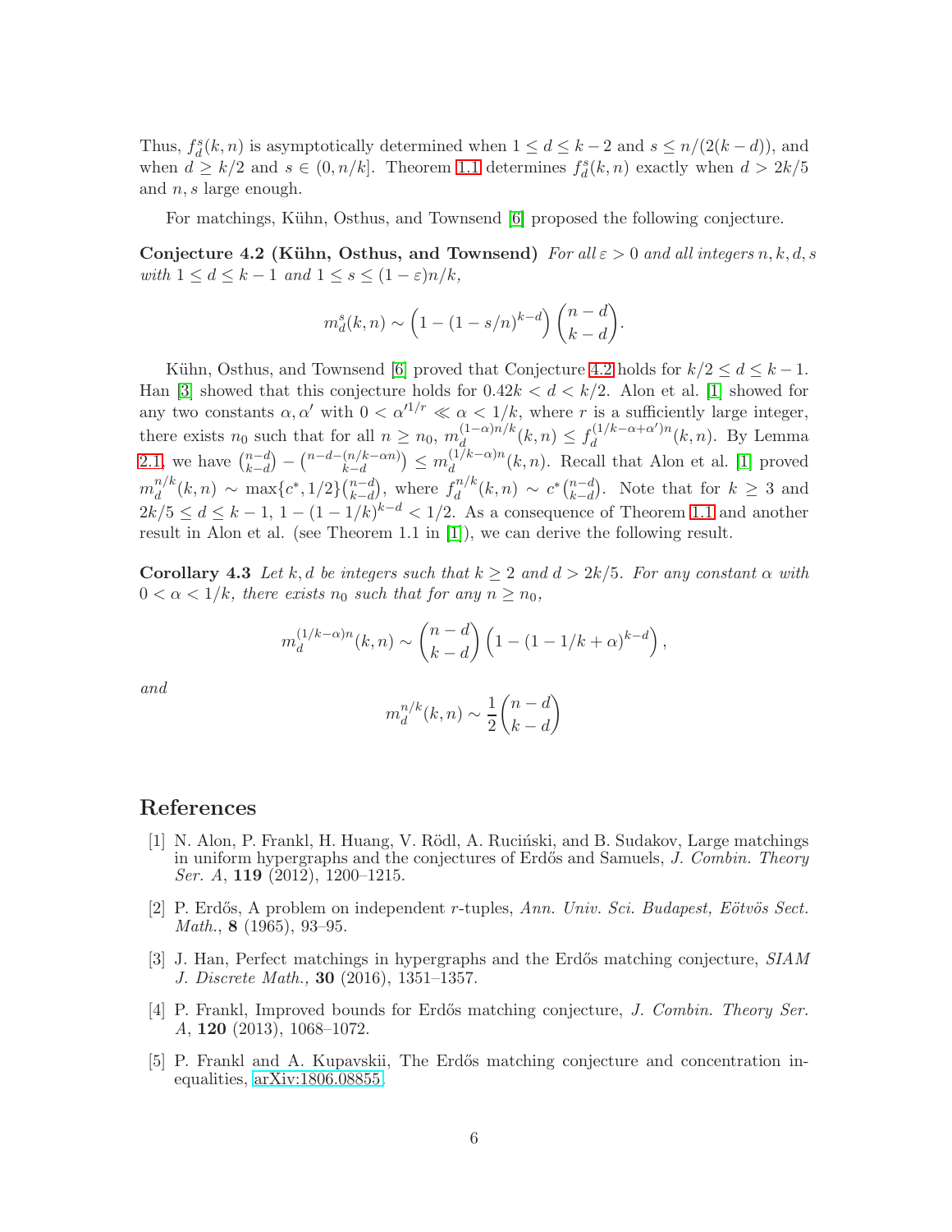Thus, $f_d^s(k,n)$ is asymptotically determined when $1 \le d \le k-2$ and $s \le n/(2(k-d))$, and when $d \ge k/2$ and $s \in (0, n/k]$. Theorem 1.1 determines $f_d^s(k,n)$ exactly when $d > 2k/5$ and $n, s$ large enough.

For matchings, Kühn, Osthus, and Townsend [6] proposed the following conjecture.

**Conjecture 4.2 (Kühn, Osthus, and Townsend)** *For all $\varepsilon > 0$ and all integers $n, k, d, s$ with $1 \le d \le k-1$ and $1 \le s \le (1-\varepsilon)n/k$,*

$$m_d^s(k,n) \sim \left(1 - (1 - s/n)^{k-d}\right)\binom{n-d}{k-d}.$$

Kühn, Osthus, and Townsend [6] proved that Conjecture 4.2 holds for $k/2 \le d \le k-1$. Han [3] showed that this conjecture holds for $0.42k < d < k/2$. Alon et al. [1] showed for any two constants $\alpha, \alpha'$ with $0 < \alpha'^{1/r} \ll \alpha < 1/k$, where $r$ is a sufficiently large integer, there exists $n_0$ such that for all $n \ge n_0$, $m_d^{(1-\alpha)n/k}(k,n) \le f_d^{(1/k-\alpha+\alpha')n}(k,n)$. By Lemma 2.1, we have $\binom{n-d}{k-d} - \binom{n-d-(n/k-\alpha n)}{k-d} \le m_d^{(1/k-\alpha)n}(k,n)$. Recall that Alon et al. [1] proved $m_d^{n/k}(k,n) \sim \max\{c^*, 1/2\}\binom{n-d}{k-d}$, where $f_d^{n/k}(k,n) \sim c^*\binom{n-d}{k-d}$. Note that for $k \ge 3$ and $2k/5 \le d \le k-1$, $1 - (1-1/k)^{k-d} < 1/2$. As a consequence of Theorem 1.1 and another result in Alon et al. (see Theorem 1.1 in [1]), we can derive the following result.

**Corollary 4.3** *Let $k, d$ be integers such that $k \ge 2$ and $d > 2k/5$. For any constant $\alpha$ with $0 < \alpha < 1/k$, there exists $n_0$ such that for any $n \ge n_0$,*

$$m_d^{(1/k-\alpha)n}(k,n) \sim \binom{n-d}{k-d}\left(1 - (1 - 1/k + \alpha)^{k-d}\right),$$

*and*

$$m_d^{n/k}(k,n) \sim \frac{1}{2}\binom{n-d}{k-d}$$

# References

[1] N. Alon, P. Frankl, H. Huang, V. Rödl, A. Ruciński, and B. Sudakov, Large matchings in uniform hypergraphs and the conjectures of Erdős and Samuels, *J. Combin. Theory Ser. A*, **119** (2012), 1200–1215.

[2] P. Erdős, A problem on independent $r$-tuples, *Ann. Univ. Sci. Budapest, Eötvös Sect. Math.*, **8** (1965), 93–95.

[3] J. Han, Perfect matchings in hypergraphs and the Erdős matching conjecture, *SIAM J. Discrete Math.,* **30** (2016), 1351–1357.

[4] P. Frankl, Improved bounds for Erdős matching conjecture, *J. Combin. Theory Ser. A*, **120** (2013), 1068–1072.

[5] P. Frankl and A. Kupavskii, The Erdős matching conjecture and concentration inequalities, arXiv:1806.08855.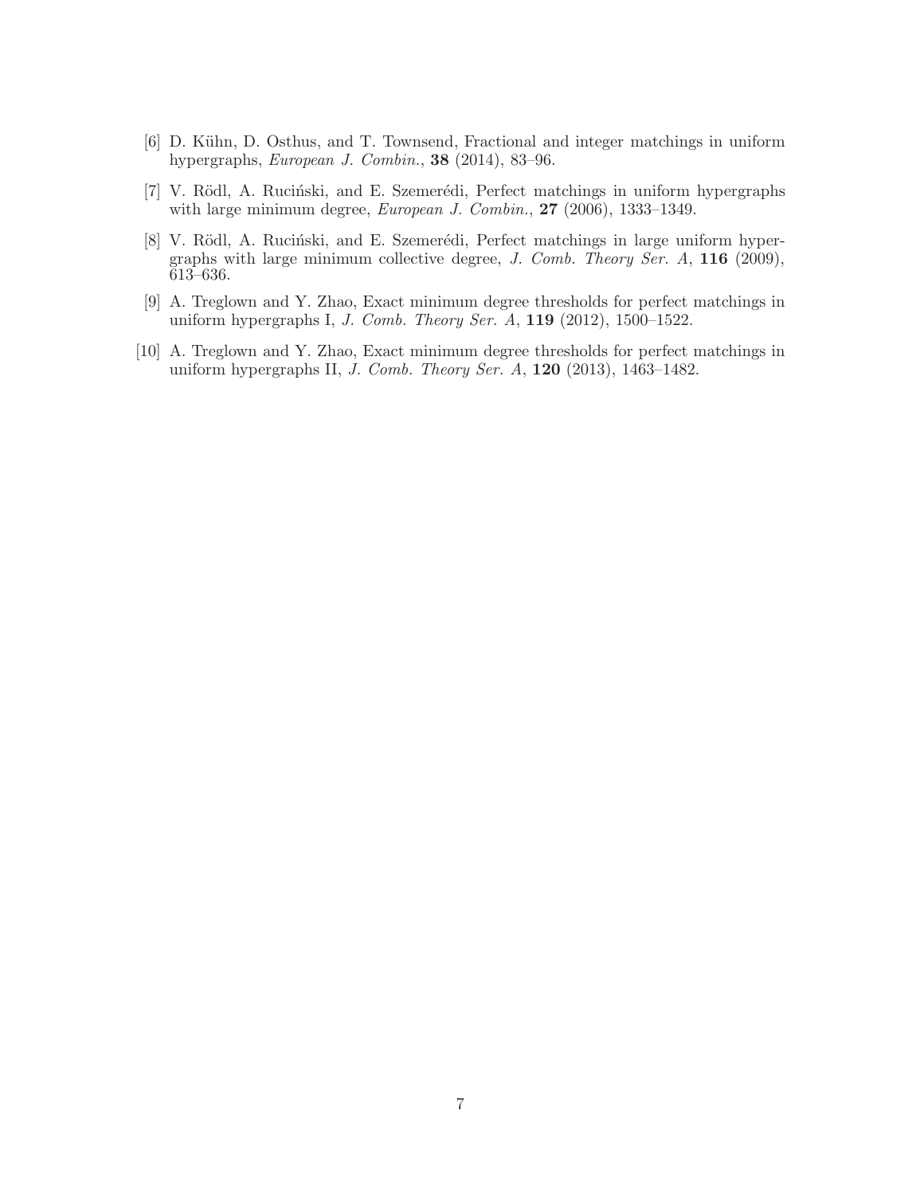[6] D. Kühn, D. Osthus, and T. Townsend, Fractional and integer matchings in uniform hypergraphs, *European J. Combin.*, **38** (2014), 83–96.

[7] V. Rödl, A. Ruciński, and E. Szemerédi, Perfect matchings in uniform hypergraphs with large minimum degree, *European J. Combin.*, **27** (2006), 1333–1349.

[8] V. Rödl, A. Ruciński, and E. Szemerédi, Perfect matchings in large uniform hypergraphs with large minimum collective degree, *J. Comb. Theory Ser. A*, **116** (2009), 613–636.

[9] A. Treglown and Y. Zhao, Exact minimum degree thresholds for perfect matchings in uniform hypergraphs I, *J. Comb. Theory Ser. A*, **119** (2012), 1500–1522.

[10] A. Treglown and Y. Zhao, Exact minimum degree thresholds for perfect matchings in uniform hypergraphs II, *J. Comb. Theory Ser. A*, **120** (2013), 1463–1482.